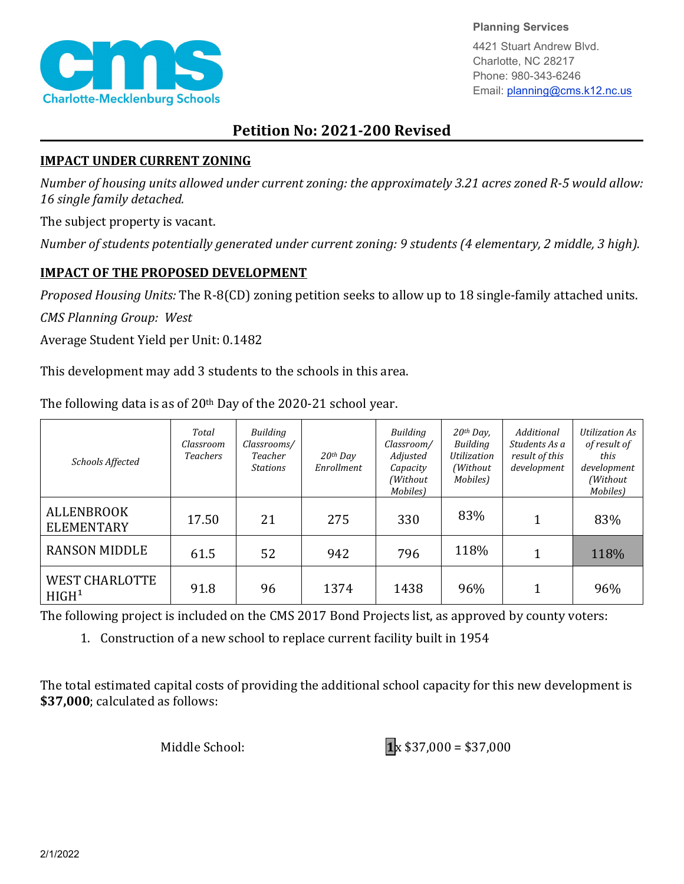Planning Services
4421 Stuart Andrew Blvd.
Charlotte, NC 28217
Phone: 980-343-6246
Email: planning@cms.k12.nc.us

# Petition No: 2021-200 Revised

## IMPACT UNDER CURRENT ZONING

*Number of housing units allowed under current zoning: the approximately 3.21 acres zoned R-5 would allow: 16 single family detached.*

The subject property is vacant.

*Number of students potentially generated under current zoning: 9 students (4 elementary, 2 middle, 3 high).*

## IMPACT OF THE PROPOSED DEVELOPMENT

*Proposed Housing Units:* The R-8(CD) zoning petition seeks to allow up to 18 single-family attached units.

*CMS Planning Group: West*

Average Student Yield per Unit: 0.1482

This development may add 3 students to the schools in this area.

The following data is as of 20th Day of the 2020-21 school year.

| *Schools Affected* | *Total Classroom Teachers* | *Building Classrooms/ Teacher Stations* | *20th Day Enrollment* | *Building Classroom/ Adjusted Capacity (Without Mobiles)* | *20th Day, Building Utilization (Without Mobiles)* | *Additional Students As a result of this development* | *Utilization As of result of this development (Without Mobiles)* |
|---|---|---|---|---|---|---|---|
| ALLENBROOK ELEMENTARY | 17.50 | 21 | 275 | 330 | 83% | 1 | 83% |
| RANSON MIDDLE | 61.5 | 52 | 942 | 796 | 118% | 1 | 118% |
| WEST CHARLOTTE HIGH[1] | 91.8 | 96 | 1374 | 1438 | 96% | 1 | 96% |

The following project is included on the CMS 2017 Bond Projects list, as approved by county voters:

1. Construction of a new school to replace current facility built in 1954

The total estimated capital costs of providing the additional school capacity for this new development is **$37,000**; calculated as follows:

Middle School: **1** x $37,000 = $37,000

2/1/2022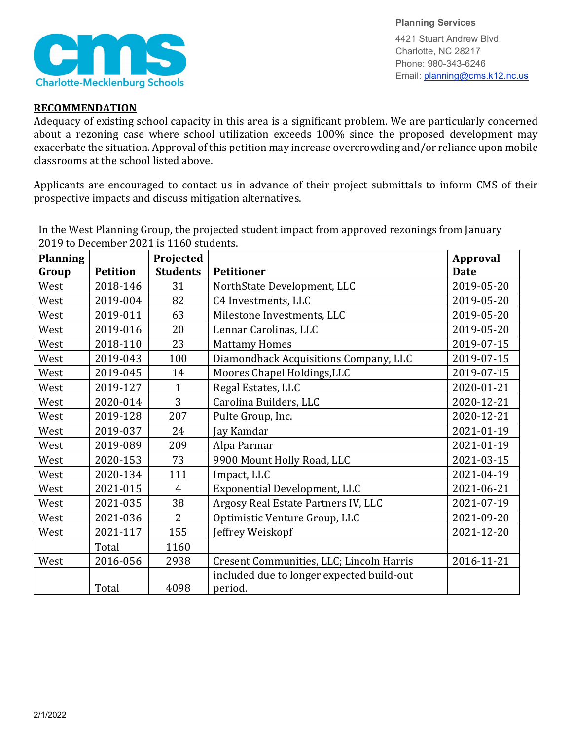## RECOMMENDATION

Adequacy of existing school capacity in this area is a significant problem. We are particularly concerned about a rezoning case where school utilization exceeds 100% since the proposed development may exacerbate the situation. Approval of this petition may increase overcrowding and/or reliance upon mobile classrooms at the school listed above.

Applicants are encouraged to contact us in advance of their project submittals to inform CMS of their prospective impacts and discuss mitigation alternatives.

In the West Planning Group, the projected student impact from approved rezonings from January 2019 to December 2021 is 1160 students.

| Planning Group | Petition | Projected Students | Petitioner | Approval Date |
|---|---|---|---|---|
| West | 2018-146 | 31 | NorthState Development, LLC | 2019-05-20 |
| West | 2019-004 | 82 | C4 Investments, LLC | 2019-05-20 |
| West | 2019-011 | 63 | Milestone Investments, LLC | 2019-05-20 |
| West | 2019-016 | 20 | Lennar Carolinas, LLC | 2019-05-20 |
| West | 2018-110 | 23 | Mattamy Homes | 2019-07-15 |
| West | 2019-043 | 100 | Diamondback Acquisitions Company, LLC | 2019-07-15 |
| West | 2019-045 | 14 | Moores Chapel Holdings,LLC | 2019-07-15 |
| West | 2019-127 | 1 | Regal Estates, LLC | 2020-01-21 |
| West | 2020-014 | 3 | Carolina Builders, LLC | 2020-12-21 |
| West | 2019-128 | 207 | Pulte Group, Inc. | 2020-12-21 |
| West | 2019-037 | 24 | Jay Kamdar | 2021-01-19 |
| West | 2019-089 | 209 | Alpa Parmar | 2021-01-19 |
| West | 2020-153 | 73 | 9900 Mount Holly Road, LLC | 2021-03-15 |
| West | 2020-134 | 111 | Impact, LLC | 2021-04-19 |
| West | 2021-015 | 4 | Exponential Development, LLC | 2021-06-21 |
| West | 2021-035 | 38 | Argosy Real Estate Partners IV, LLC | 2021-07-19 |
| West | 2021-036 | 2 | Optimistic Venture Group, LLC | 2021-09-20 |
| West | 2021-117 | 155 | Jeffrey Weiskopf | 2021-12-20 |
| | Total | 1160 | | |
| West | 2016-056 | 2938 | Cresent Communities, LLC; Lincoln Harris | 2016-11-21 |
| | Total | 4098 | included due to longer expected build-out period. | |